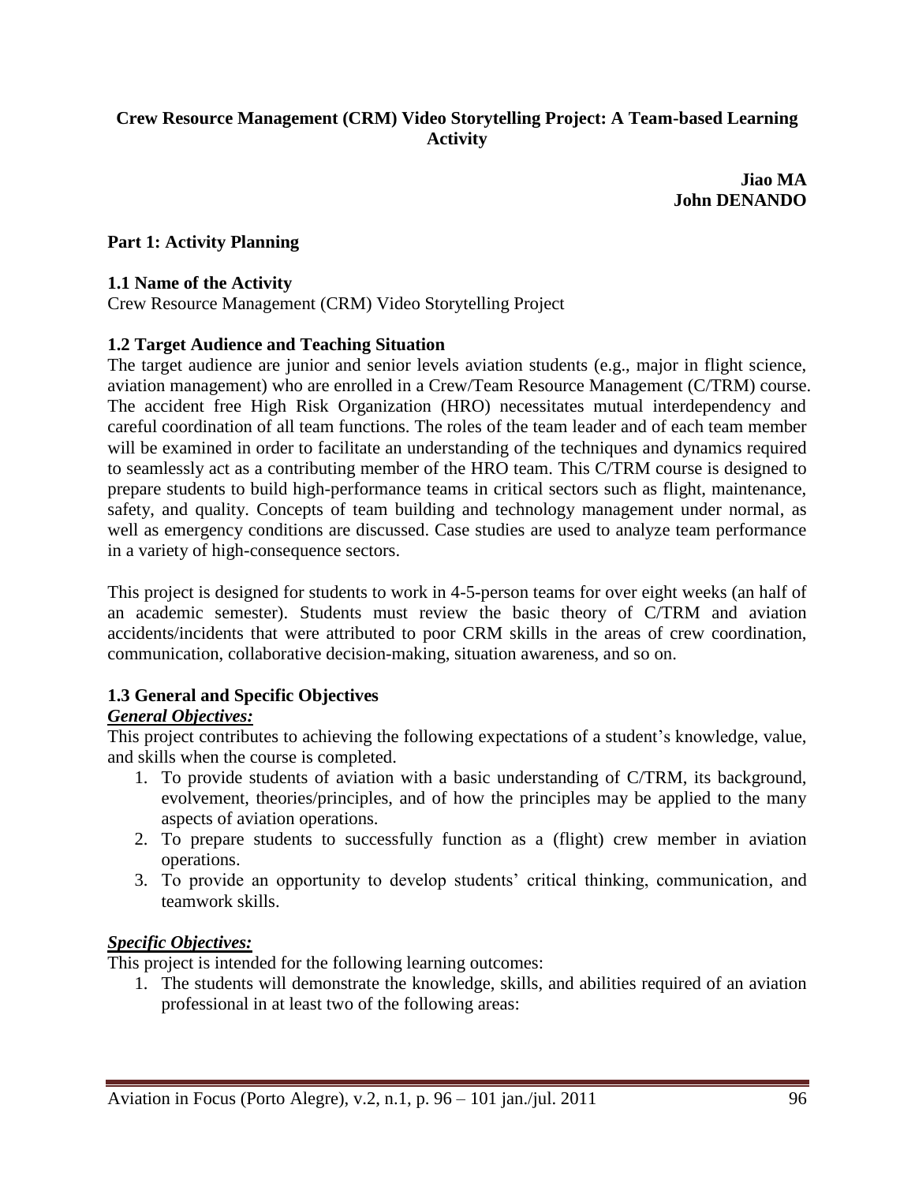# Crew Resource Management (CRM) Video Storytelling Project: A Team-based Learning Activity

**Jiao MA**
**John DENANDO**

## Part 1: Activity Planning

### 1.1 Name of the Activity

Crew Resource Management (CRM) Video Storytelling Project

### 1.2 Target Audience and Teaching Situation

The target audience are junior and senior levels aviation students (e.g., major in flight science, aviation management) who are enrolled in a Crew/Team Resource Management (C/TRM) course. The accident free High Risk Organization (HRO) necessitates mutual interdependency and careful coordination of all team functions. The roles of the team leader and of each team member will be examined in order to facilitate an understanding of the techniques and dynamics required to seamlessly act as a contributing member of the HRO team. This C/TRM course is designed to prepare students to build high-performance teams in critical sectors such as flight, maintenance, safety, and quality. Concepts of team building and technology management under normal, as well as emergency conditions are discussed. Case studies are used to analyze team performance in a variety of high-consequence sectors.

This project is designed for students to work in 4-5-person teams for over eight weeks (an half of an academic semester). Students must review the basic theory of C/TRM and aviation accidents/incidents that were attributed to poor CRM skills in the areas of crew coordination, communication, collaborative decision-making, situation awareness, and so on.

### 1.3 General and Specific Objectives

***General Objectives:***

This project contributes to achieving the following expectations of a student's knowledge, value, and skills when the course is completed.

1. To provide students of aviation with a basic understanding of C/TRM, its background, evolvement, theories/principles, and of how the principles may be applied to the many aspects of aviation operations.
2. To prepare students to successfully function as a (flight) crew member in aviation operations.
3. To provide an opportunity to develop students' critical thinking, communication, and teamwork skills.

***Specific Objectives:***

This project is intended for the following learning outcomes:

1. The students will demonstrate the knowledge, skills, and abilities required of an aviation professional in at least two of the following areas: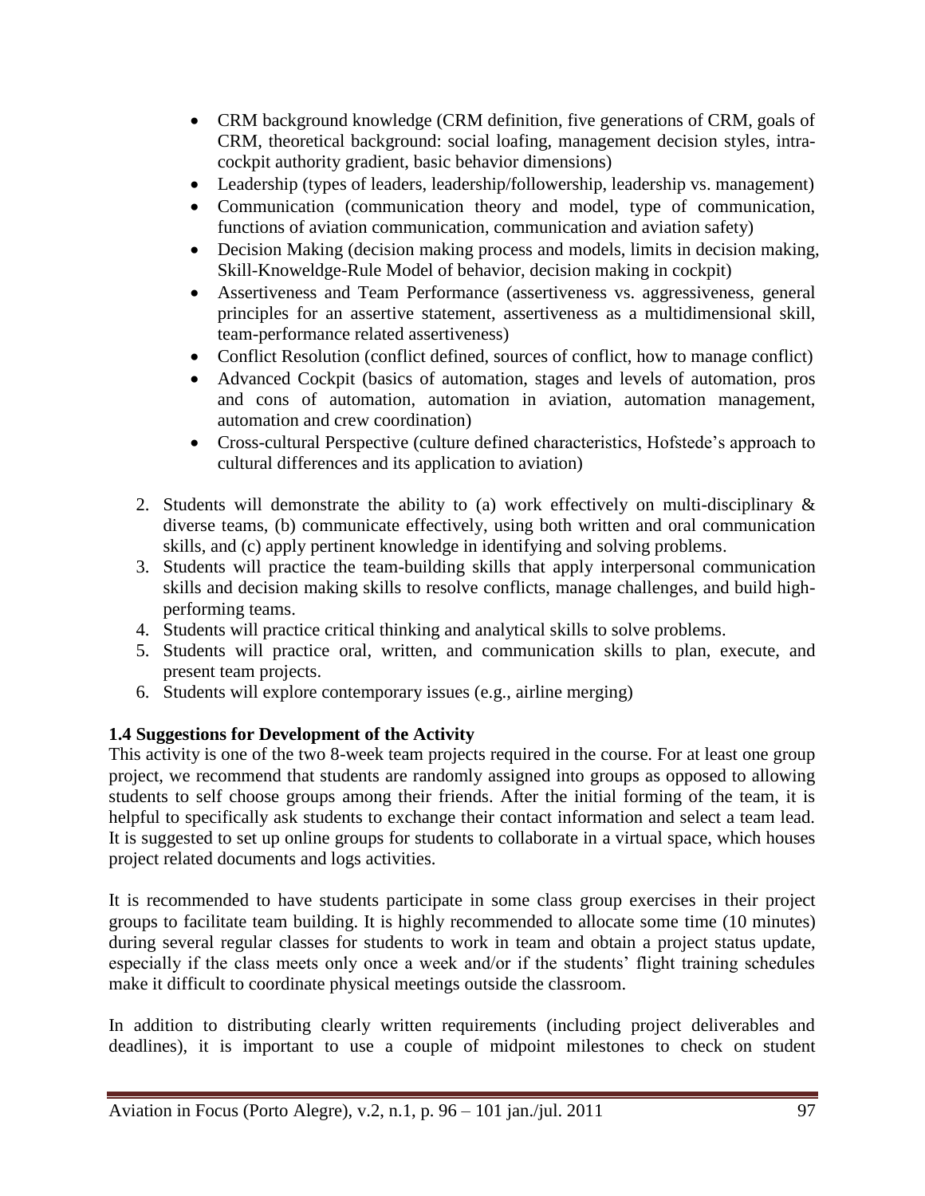- CRM background knowledge (CRM definition, five generations of CRM, goals of CRM, theoretical background: social loafing, management decision styles, intra-cockpit authority gradient, basic behavior dimensions)
- Leadership (types of leaders, leadership/followership, leadership vs. management)
- Communication (communication theory and model, type of communication, functions of aviation communication, communication and aviation safety)
- Decision Making (decision making process and models, limits in decision making, Skill-Knoweldge-Rule Model of behavior, decision making in cockpit)
- Assertiveness and Team Performance (assertiveness vs. aggressiveness, general principles for an assertive statement, assertiveness as a multidimensional skill, team-performance related assertiveness)
- Conflict Resolution (conflict defined, sources of conflict, how to manage conflict)
- Advanced Cockpit (basics of automation, stages and levels of automation, pros and cons of automation, automation in aviation, automation management, automation and crew coordination)
- Cross-cultural Perspective (culture defined characteristics, Hofstede's approach to cultural differences and its application to aviation)

2. Students will demonstrate the ability to (a) work effectively on multi-disciplinary & diverse teams, (b) communicate effectively, using both written and oral communication skills, and (c) apply pertinent knowledge in identifying and solving problems.
3. Students will practice the team-building skills that apply interpersonal communication skills and decision making skills to resolve conflicts, manage challenges, and build high-performing teams.
4. Students will practice critical thinking and analytical skills to solve problems.
5. Students will practice oral, written, and communication skills to plan, execute, and present team projects.
6. Students will explore contemporary issues (e.g., airline merging)

**1.4 Suggestions for Development of the Activity**

This activity is one of the two 8-week team projects required in the course. For at least one group project, we recommend that students are randomly assigned into groups as opposed to allowing students to self choose groups among their friends. After the initial forming of the team, it is helpful to specifically ask students to exchange their contact information and select a team lead. It is suggested to set up online groups for students to collaborate in a virtual space, which houses project related documents and logs activities.

It is recommended to have students participate in some class group exercises in their project groups to facilitate team building. It is highly recommended to allocate some time (10 minutes) during several regular classes for students to work in team and obtain a project status update, especially if the class meets only once a week and/or if the students' flight training schedules make it difficult to coordinate physical meetings outside the classroom.

In addition to distributing clearly written requirements (including project deliverables and deadlines), it is important to use a couple of midpoint milestones to check on student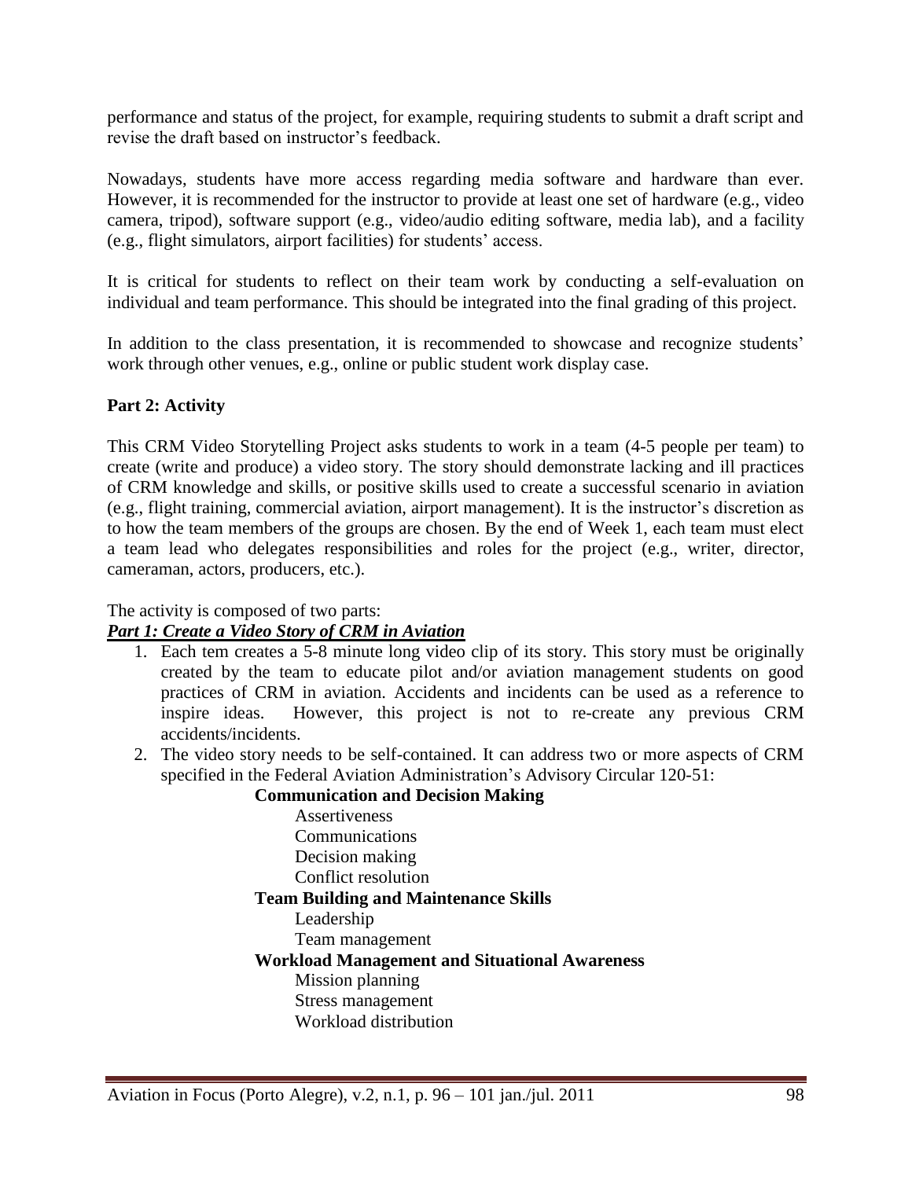performance and status of the project, for example, requiring students to submit a draft script and revise the draft based on instructor's feedback.

Nowadays, students have more access regarding media software and hardware than ever. However, it is recommended for the instructor to provide at least one set of hardware (e.g., video camera, tripod), software support (e.g., video/audio editing software, media lab), and a facility (e.g., flight simulators, airport facilities) for students' access.

It is critical for students to reflect on their team work by conducting a self-evaluation on individual and team performance. This should be integrated into the final grading of this project.

In addition to the class presentation, it is recommended to showcase and recognize students' work through other venues, e.g., online or public student work display case.

**Part 2: Activity**

This CRM Video Storytelling Project asks students to work in a team (4-5 people per team) to create (write and produce) a video story. The story should demonstrate lacking and ill practices of CRM knowledge and skills, or positive skills used to create a successful scenario in aviation (e.g., flight training, commercial aviation, airport management). It is the instructor's discretion as to how the team members of the groups are chosen. By the end of Week 1, each team must elect a team lead who delegates responsibilities and roles for the project (e.g., writer, director, cameraman, actors, producers, etc.).

The activity is composed of two parts:

***Part 1: Create a Video Story of CRM in Aviation***

1. Each tem creates a 5-8 minute long video clip of its story. This story must be originally created by the team to educate pilot and/or aviation management students on good practices of CRM in aviation. Accidents and incidents can be used as a reference to inspire ideas. However, this project is not to re-create any previous CRM accidents/incidents.
2. The video story needs to be self-contained. It can address two or more aspects of CRM specified in the Federal Aviation Administration's Advisory Circular 120-51:

    **Communication and Decision Making**
    - Assertiveness
    - Communications
    - Decision making
    - Conflict resolution

    **Team Building and Maintenance Skills**
    - Leadership
    - Team management

    **Workload Management and Situational Awareness**
    - Mission planning
    - Stress management
    - Workload distribution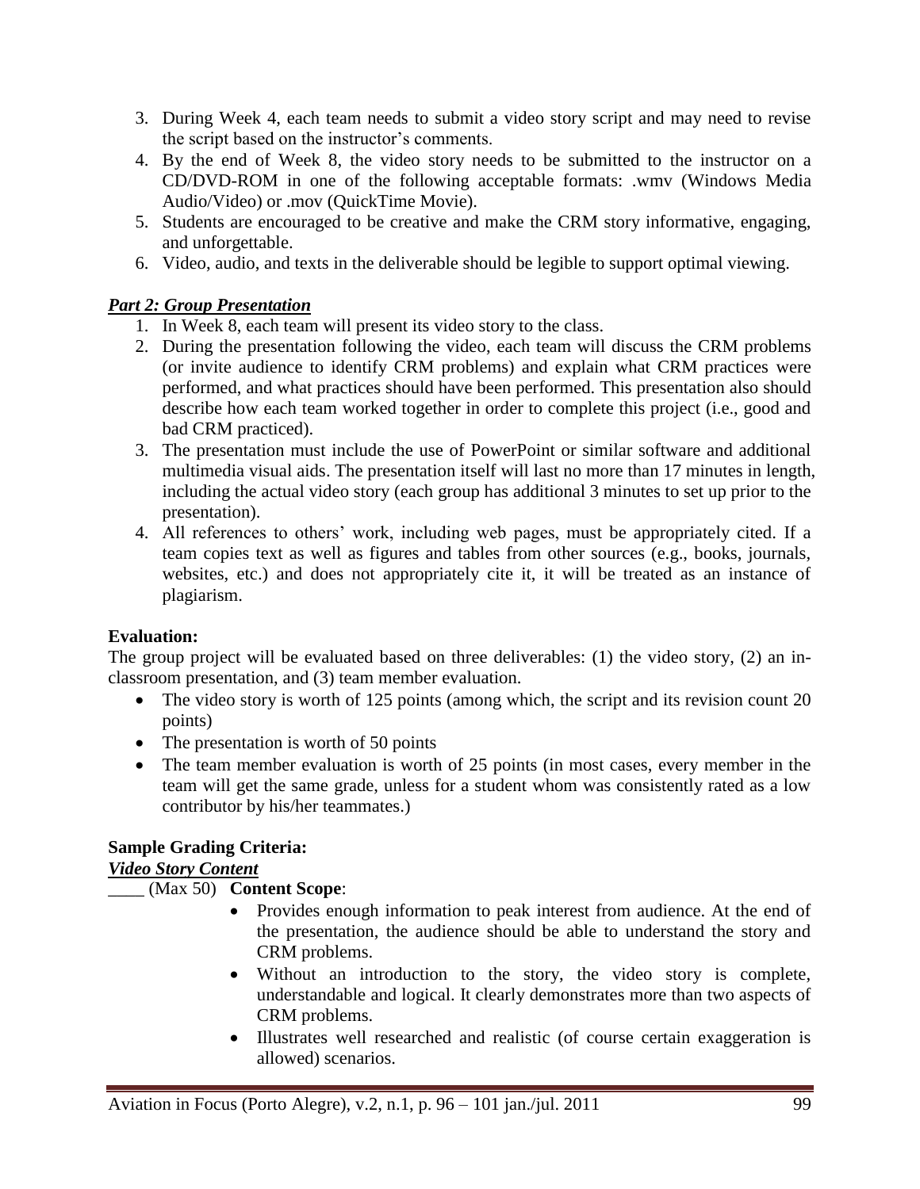3. During Week 4, each team needs to submit a video story script and may need to revise the script based on the instructor's comments.
4. By the end of Week 8, the video story needs to be submitted to the instructor on a CD/DVD-ROM in one of the following acceptable formats: .wmv (Windows Media Audio/Video) or .mov (QuickTime Movie).
5. Students are encouraged to be creative and make the CRM story informative, engaging, and unforgettable.
6. Video, audio, and texts in the deliverable should be legible to support optimal viewing.

***Part 2: Group Presentation***

1. In Week 8, each team will present its video story to the class.
2. During the presentation following the video, each team will discuss the CRM problems (or invite audience to identify CRM problems) and explain what CRM practices were performed, and what practices should have been performed. This presentation also should describe how each team worked together in order to complete this project (i.e., good and bad CRM practiced).
3. The presentation must include the use of PowerPoint or similar software and additional multimedia visual aids. The presentation itself will last no more than 17 minutes in length, including the actual video story (each group has additional 3 minutes to set up prior to the presentation).
4. All references to others' work, including web pages, must be appropriately cited. If a team copies text as well as figures and tables from other sources (e.g., books, journals, websites, etc.) and does not appropriately cite it, it will be treated as an instance of plagiarism.

**Evaluation:**

The group project will be evaluated based on three deliverables: (1) the video story, (2) an in-classroom presentation, and (3) team member evaluation.

- The video story is worth of 125 points (among which, the script and its revision count 20 points)
- The presentation is worth of 50 points
- The team member evaluation is worth of 25 points (in most cases, every member in the team will get the same grade, unless for a student whom was consistently rated as a low contributor by his/her teammates.)

**Sample Grading Criteria:**

***Video Story Content***

____ (Max 50) **Content Scope**:

- Provides enough information to peak interest from audience. At the end of the presentation, the audience should be able to understand the story and CRM problems.
- Without an introduction to the story, the video story is complete, understandable and logical. It clearly demonstrates more than two aspects of CRM problems.
- Illustrates well researched and realistic (of course certain exaggeration is allowed) scenarios.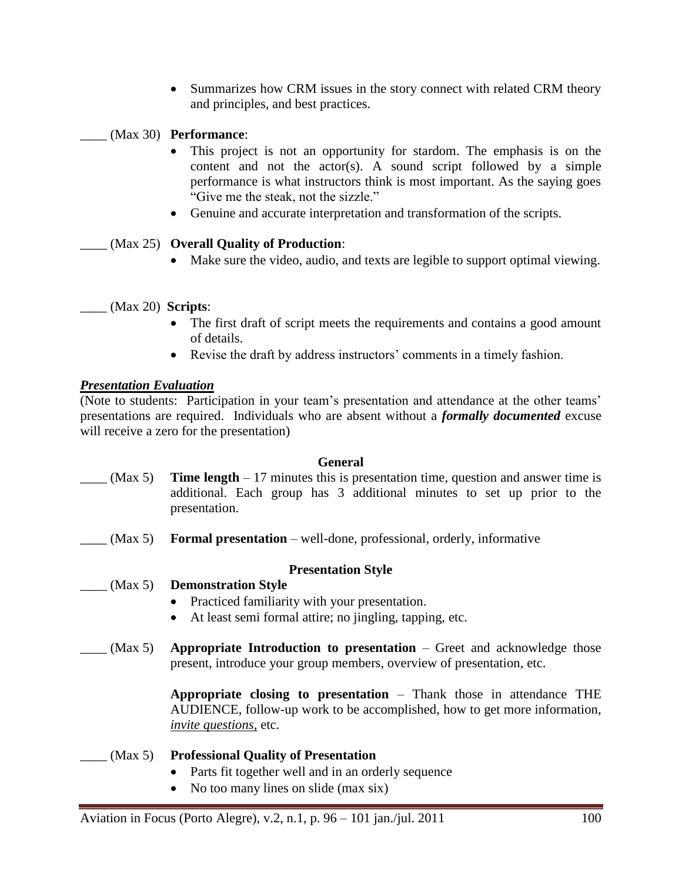- Summarizes how CRM issues in the story connect with related CRM theory and principles, and best practices.

____ (Max 30) **Performance**:

- This project is not an opportunity for stardom. The emphasis is on the content and not the actor(s). A sound script followed by a simple performance is what instructors think is most important. As the saying goes "Give me the steak, not the sizzle."
- Genuine and accurate interpretation and transformation of the scripts.

____ (Max 25) **Overall Quality of Production**:

- Make sure the video, audio, and texts are legible to support optimal viewing.

____ (Max 20) **Scripts**:

- The first draft of script meets the requirements and contains a good amount of details.
- Revise the draft by address instructors' comments in a timely fashion.

***Presentation Evaluation***

(Note to students: Participation in your team's presentation and attendance at the other teams' presentations are required. Individuals who are absent without a ***formally documented*** excuse will receive a zero for the presentation)

**General**

____ (Max 5) **Time length** – 17 minutes this is presentation time, question and answer time is additional. Each group has 3 additional minutes to set up prior to the presentation.

____ (Max 5) **Formal presentation** – well-done, professional, orderly, informative

**Presentation Style**

____ (Max 5) **Demonstration Style**

- Practiced familiarity with your presentation.
- At least semi formal attire; no jingling, tapping, etc.

____ (Max 5) **Appropriate Introduction to presentation** – Greet and acknowledge those present, introduce your group members, overview of presentation, etc.

**Appropriate closing to presentation** – Thank those in attendance THE AUDIENCE, follow-up work to be accomplished, how to get more information, *invite questions*, etc.

____ (Max 5) **Professional Quality of Presentation**

- Parts fit together well and in an orderly sequence
- No too many lines on slide (max six)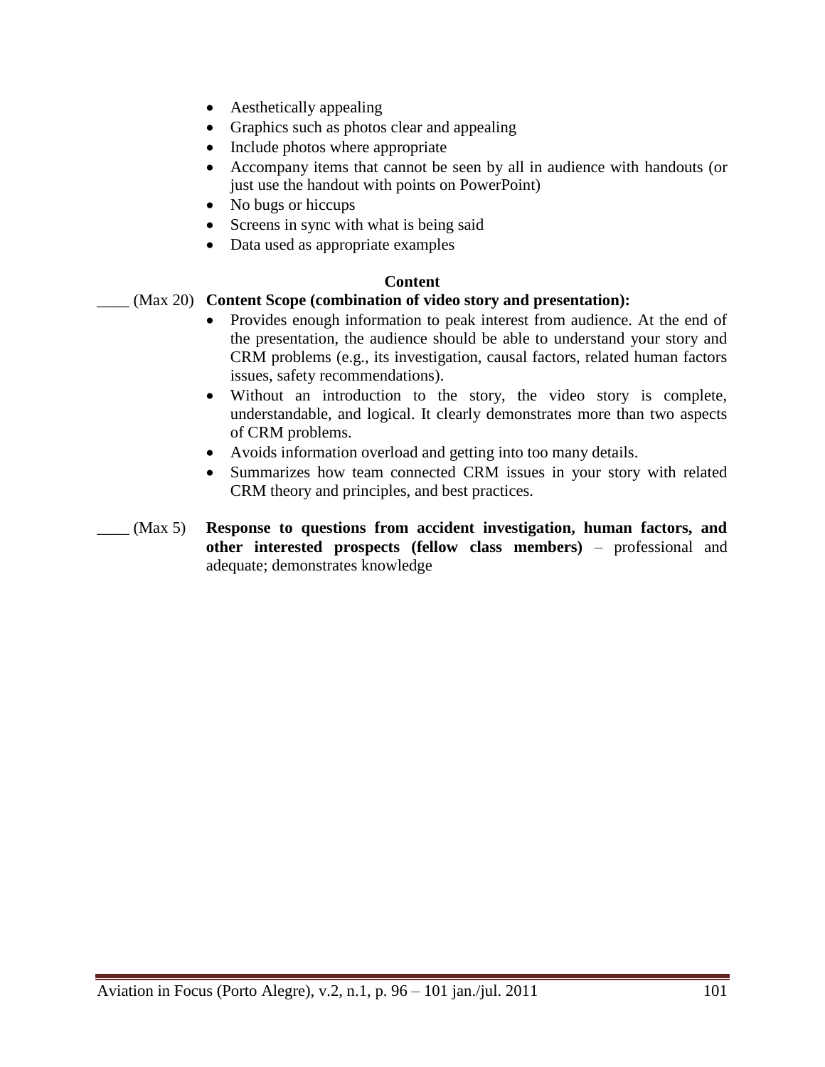- Aesthetically appealing
- Graphics such as photos clear and appealing
- Include photos where appropriate
- Accompany items that cannot be seen by all in audience with handouts (or just use the handout with points on PowerPoint)
- No bugs or hiccups
- Screens in sync with what is being said
- Data used as appropriate examples

**Content**

____ (Max 20) **Content Scope (combination of video story and presentation):**

- Provides enough information to peak interest from audience. At the end of the presentation, the audience should be able to understand your story and CRM problems (e.g., its investigation, causal factors, related human factors issues, safety recommendations).
- Without an introduction to the story, the video story is complete, understandable, and logical. It clearly demonstrates more than two aspects of CRM problems.
- Avoids information overload and getting into too many details.
- Summarizes how team connected CRM issues in your story with related CRM theory and principles, and best practices.

____ (Max 5) **Response to questions from accident investigation, human factors, and other interested prospects (fellow class members)** – professional and adequate; demonstrates knowledge